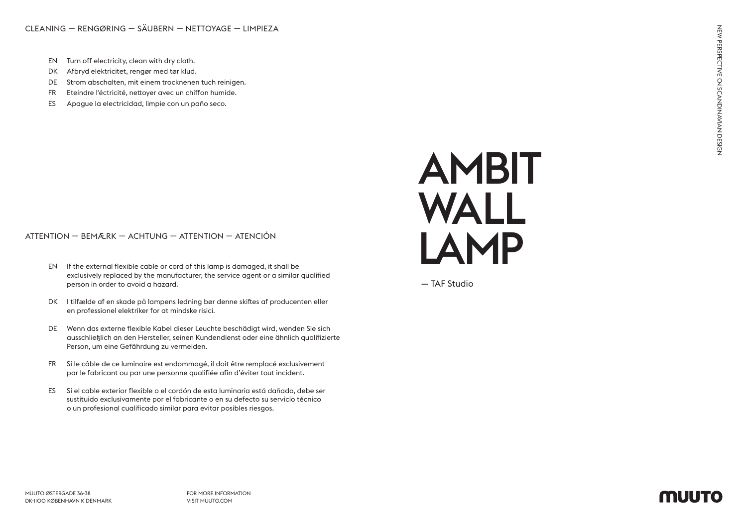# AMBIT WALL LAMP

— TAF Studio

NEW PERSPECTIVE ON SCANDINAVIAN DESIGN

## CLEANING — RENGØRING — SÄUBERN — NETTOYAGE — LIMPIEZA

- EN Turn off electricity, clean with dry cloth.
- DK Afbryd elektricitet, rengør med tør klud.
- DE Strom abschalten, mit einem trocknenen tuch reinigen.
- FR Eteindre l'éctricité, nettoyer avec un chiffon humide.
- ES Apague la electricidad, limpie con un paño seco.

## ATTENTION — BEMÆRK — ACHTUNG — ATTENTION — ATENCIÓN

EN If the external flexible cable or cord of this lamp is damaged, it shall be exclusively replaced by the manufacturer, the service agent or a similar qualified person in order to avoid a hazard.

DK I tilfælde af en skade på lampens ledning bør denne skiftes af producenten eller en professionel elektriker for at mindske risici.

DE Wenn das externe flexible Kabel dieser Leuchte beschädigt wird, wenden Sie sich ausschließlich an den Hersteller, seinen Kundendienst oder eine ähnlich qualifizierte Person, um eine Gefährdung zu vermeiden.

FR Si le câble de ce luminaire est endommagé, il doit être remplacé exclusivement par le fabricant ou par une personne qualifiée afin d'éviter tout incident.

ES Si el cable exterior flexible o el cordón de esta luminaria está dañado, debe ser sustituido exclusivamente por el fabricante o en su defecto su servicio técnico o un profesional cualificado similar para evitar posibles riesgos.

MUUTO ØSTERGADE 36-38
DK-1100 KØBENHAVN K DENMARK

FOR MORE INFORMATION
VISIT MUUTO.COM

MUUTO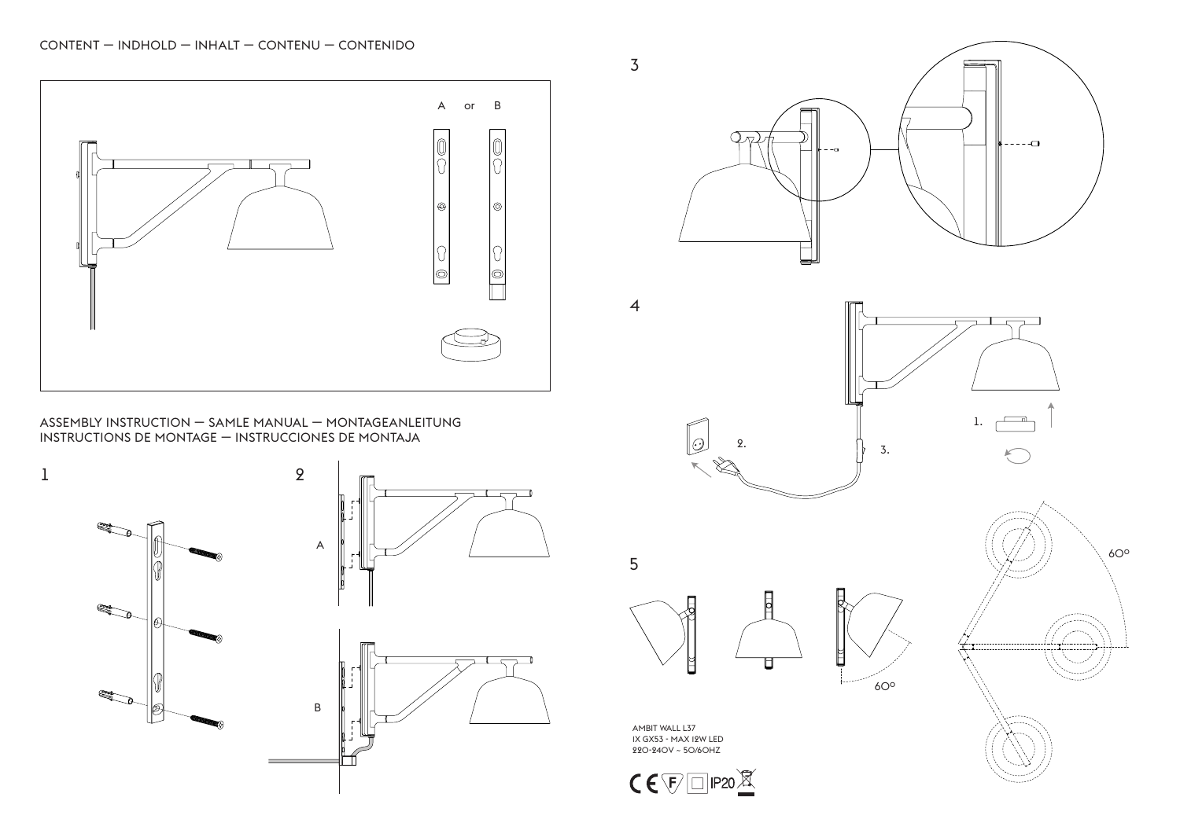CONTENT — INDHOLD — INHALT — CONTENU — CONTENIDO

A or B

ASSEMBLY INSTRUCTION — SAMLE MANUAL — MONTAGEANLEITUNG
INSTRUCTIONS DE MONTAGE — INSTRUCCIONES DE MONTAJA

1

2

A

B

3

4

1.

2.

3.

5

60°

60°

AMBIT WALL L37
1X GX53 - MAX 12W LED
220-240V ~ 50/60HZ

CE F IP20